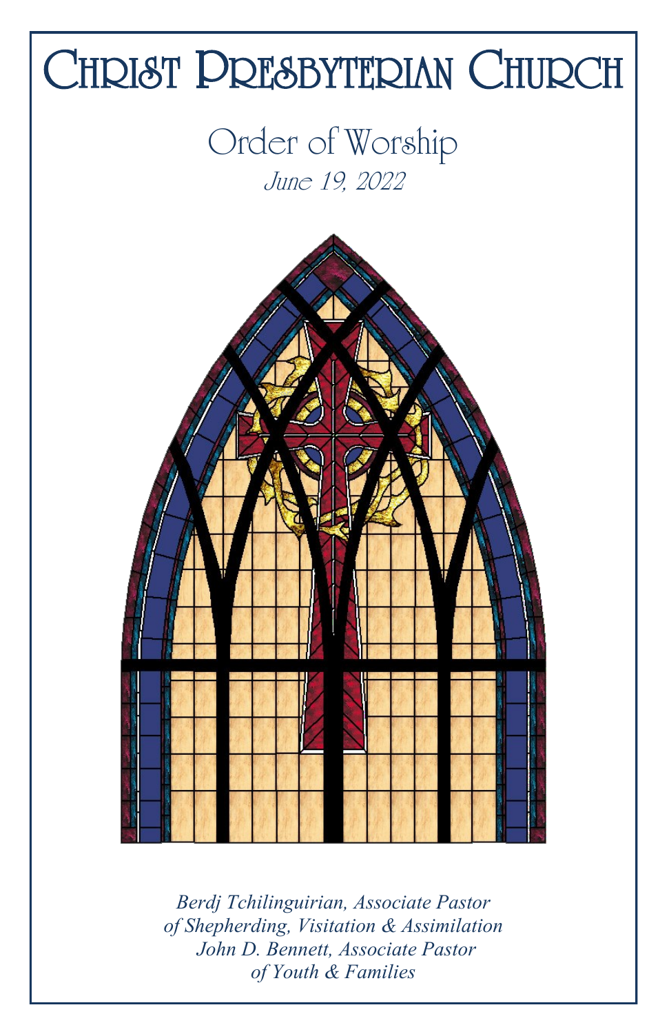# Christ Presbyterian Church

## Order of Worship

*June 19, 2022*

*Berdj Tchilinguirian, Associate Pastor of Shepherding, Visitation & Assimilation*
*John D. Bennett, Associate Pastor of Youth & Families*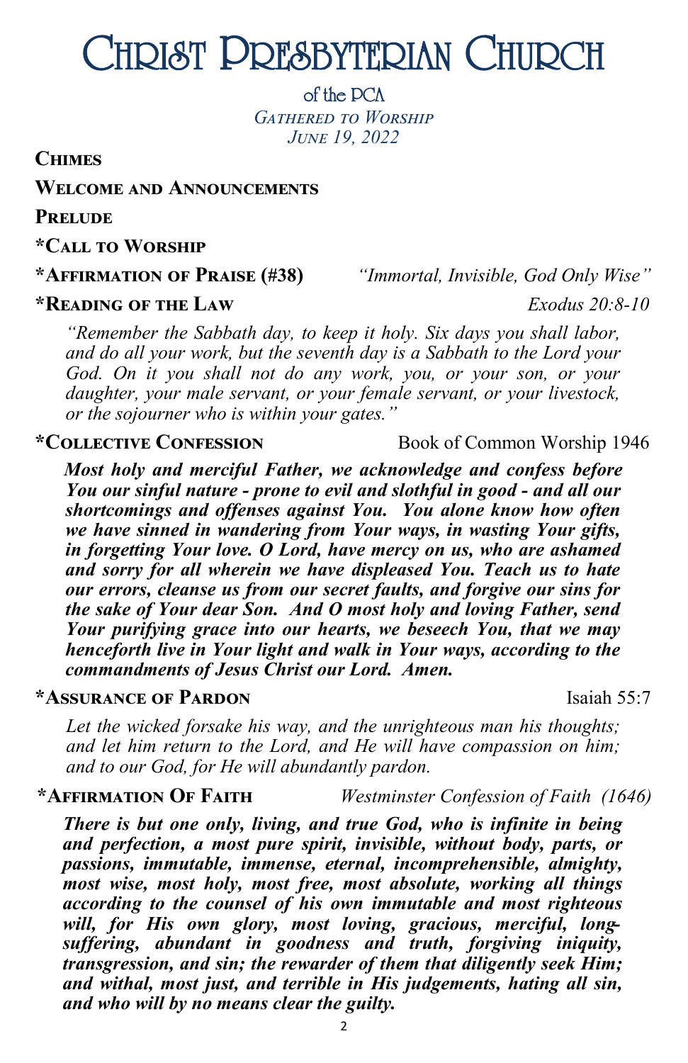# Christ Presbyterian Church

of the PCA

*Gathered to Worship*

*June 19, 2022*

**Chimes**

**Welcome and Announcements**

**Prelude**

**\*Call to Worship**

**\*Affirmation of Praise (#38)** *"Immortal, Invisible, God Only Wise"*

**\*Reading of the Law** *Exodus 20:8-10*

*"Remember the Sabbath day, to keep it holy. Six days you shall labor, and do all your work, but the seventh day is a Sabbath to the Lord your God. On it you shall not do any work, you, or your son, or your daughter, your male servant, or your female servant, or your livestock, or the sojourner who is within your gates."*

**\*Collective Confession** Book of Common Worship 1946

***Most holy and merciful Father, we acknowledge and confess before You our sinful nature - prone to evil and slothful in good - and all our shortcomings and offenses against You. You alone know how often we have sinned in wandering from Your ways, in wasting Your gifts, in forgetting Your love. O Lord, have mercy on us, who are ashamed and sorry for all wherein we have displeased You. Teach us to hate our errors, cleanse us from our secret faults, and forgive our sins for the sake of Your dear Son. And O most holy and loving Father, send Your purifying grace into our hearts, we beseech You, that we may henceforth live in Your light and walk in Your ways, according to the commandments of Jesus Christ our Lord. Amen.***

**\*Assurance of Pardon** Isaiah 55:7

*Let the wicked forsake his way, and the unrighteous man his thoughts; and let him return to the Lord, and He will have compassion on him; and to our God, for He will abundantly pardon.*

**\*Affirmation Of Faith** *Westminster Confession of Faith (1646)*

***There is but one only, living, and true God, who is infinite in being and perfection, a most pure spirit, invisible, without body, parts, or passions, immutable, immense, eternal, incomprehensible, almighty, most wise, most holy, most free, most absolute, working all things according to the counsel of his own immutable and most righteous will, for His own glory, most loving, gracious, merciful, long-suffering, abundant in goodness and truth, forgiving iniquity, transgression, and sin; the rewarder of them that diligently seek Him; and withal, most just, and terrible in His judgements, hating all sin, and who will by no means clear the guilty.***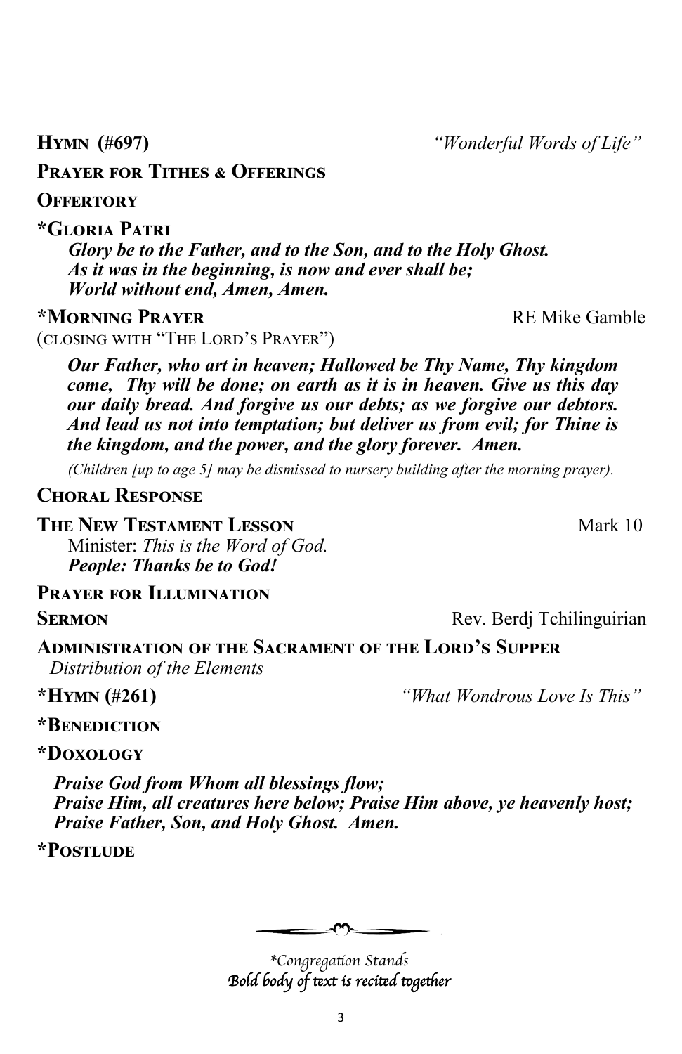**Hymn (#697)** *"Wonderful Words of Life"*

**Prayer for Tithes & Offerings**

**Offertory**

**\*Gloria Patri**

***Glory be to the Father, and to the Son, and to the Holy Ghost.***
***As it was in the beginning, is now and ever shall be;***
***World without end, Amen, Amen.***

**\*Morning Prayer** RE Mike Gamble

(closing with "The Lord's Prayer")

***Our Father, who art in heaven; Hallowed be Thy Name, Thy kingdom come, Thy will be done; on earth as it is in heaven. Give us this day our daily bread. And forgive us our debts; as we forgive our debtors. And lead us not into temptation; but deliver us from evil; for Thine is the kingdom, and the power, and the glory forever. Amen.***

*(Children [up to age 5] may be dismissed to nursery building after the morning prayer).*

**Choral Response**

**The New Testament Lesson** Mark 10

Minister: *This is the Word of God.*
***People: Thanks be to God!***

**Prayer for Illumination**

**Sermon** Rev. Berdj Tchilinguirian

**Administration of the Sacrament of the Lord's Supper**

*Distribution of the Elements*

**\*Hymn (#261)** *"What Wondrous Love Is This"*

**\*Benediction**

**\*Doxology**

***Praise God from Whom all blessings flow;***
***Praise Him, all creatures here below; Praise Him above, ye heavenly host;***
***Praise Father, Son, and Holy Ghost. Amen.***

**\*Postlude**

*\*Congregation Stands*
***Bold body of text is recited together***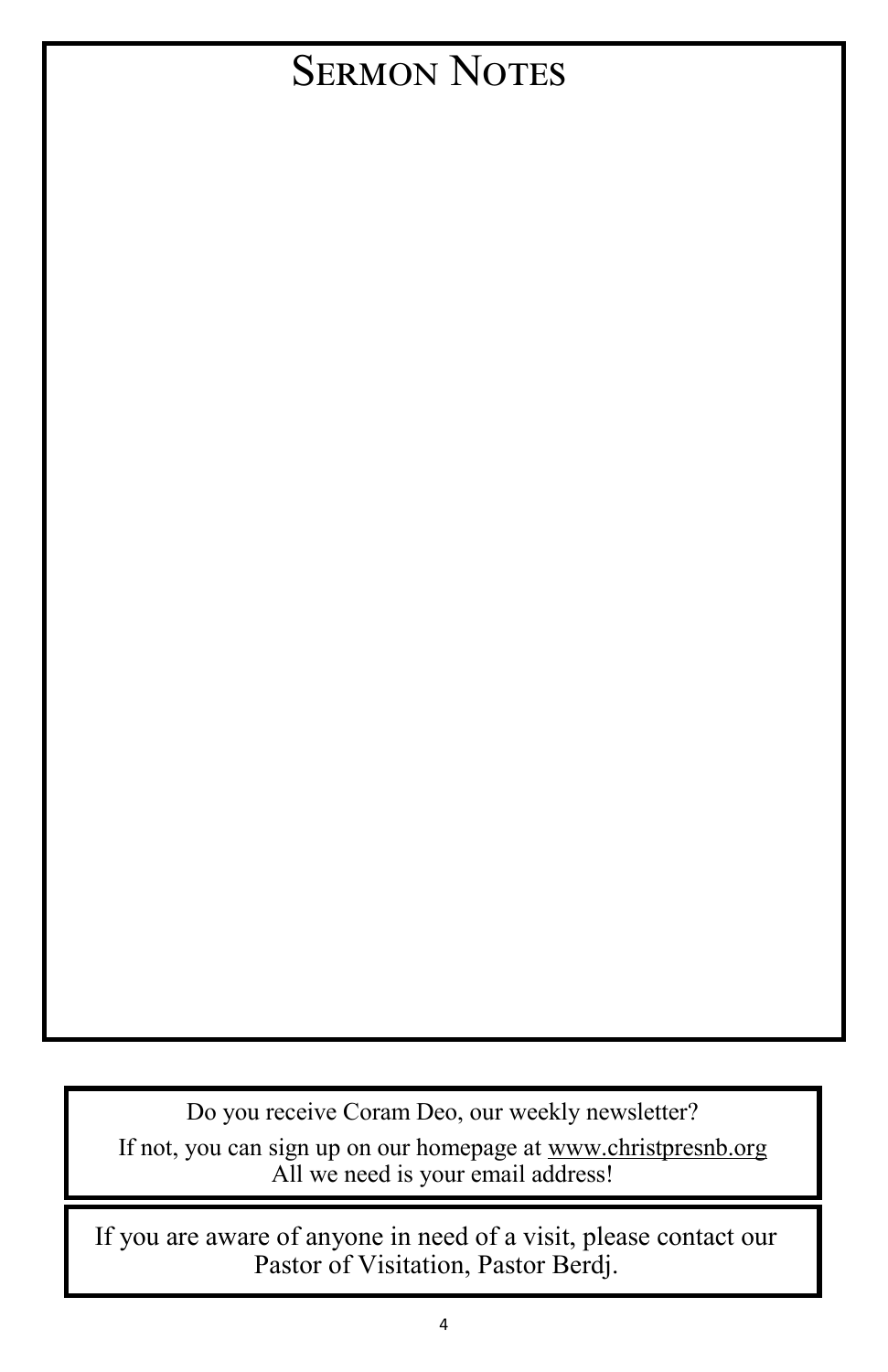# Sermon Notes

Do you receive Coram Deo, our weekly newsletter?

If not, you can sign up on our homepage at www.christpresnb.org
All we need is your email address!

If you are aware of anyone in need of a visit, please contact our Pastor of Visitation, Pastor Berdj.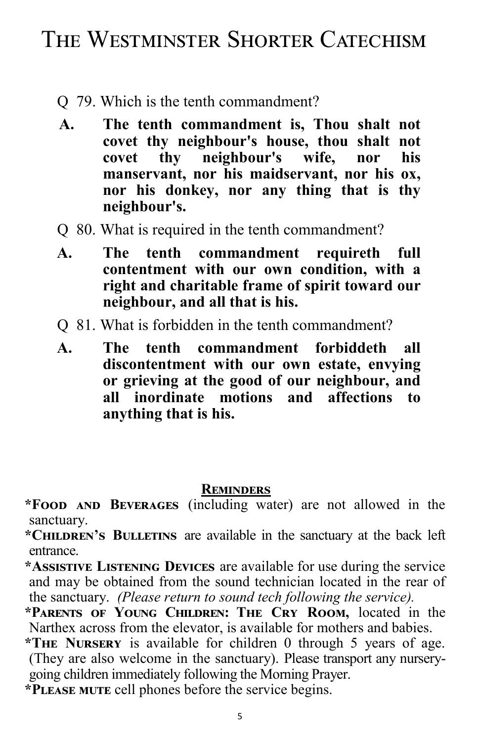# The Westminster Shorter Catechism

Q 79. Which is the tenth commandment?

**A. The tenth commandment is, Thou shalt not covet thy neighbour's house, thou shalt not covet thy neighbour's wife, nor his manservant, nor his maidservant, nor his ox, nor his donkey, nor any thing that is thy neighbour's.**

Q 80. What is required in the tenth commandment?

**A. The tenth commandment requireth full contentment with our own condition, with a right and charitable frame of spirit toward our neighbour, and all that is his.**

Q 81. What is forbidden in the tenth commandment?

**A. The tenth commandment forbiddeth all discontentment with our own estate, envying or grieving at the good of our neighbour, and all inordinate motions and affections to anything that is his.**

## Reminders

*__Food and Beverages__ (including water) are not allowed in the sanctuary.

*__Children's Bulletins__ are available in the sanctuary at the back left entrance.

*__Assistive Listening Devices__ are available for use during the service and may be obtained from the sound technician located in the rear of the sanctuary. *(Please return to sound tech following the service).*

*__Parents of Young Children: The Cry Room,__ located in the Narthex across from the elevator, is available for mothers and babies.

*__The Nursery__ is available for children 0 through 5 years of age. (They are also welcome in the sanctuary). Please transport any nursery-going children immediately following the Morning Prayer.

*__Please mute__ cell phones before the service begins.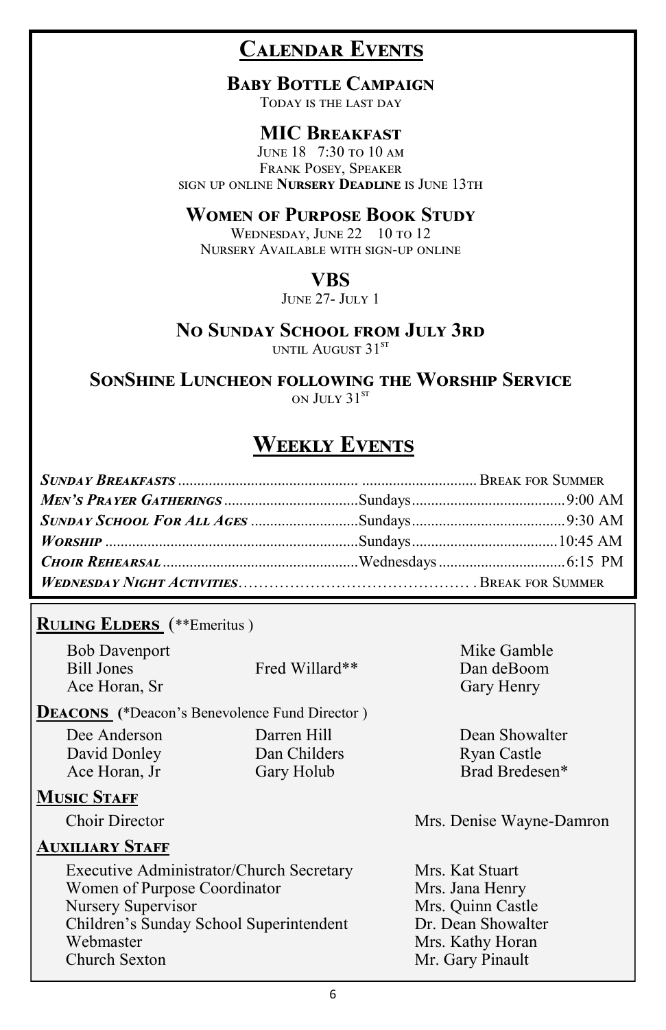# Calendar Events

### Baby Bottle Campaign

Today is the last day

### MIC Breakfast

June 18 7:30 to 10 am
Frank Posey, Speaker
sign up online **Nursery Deadline** is June 13th

### Women of Purpose Book Study

Wednesday, June 22 10 to 12
Nursery Available with sign-up online

### VBS

June 27- July 1

### No Sunday School from July 3rd

until August 31st

### SonShine Luncheon following the Worship Service

on July 31st

# Weekly Events

| | | |
|---|---|---|
| ***Sunday Breakfasts*** | | Break for Summer |
| ***Men's Prayer Gatherings*** | Sundays | 9:00 AM |
| ***Sunday School For All Ages*** | Sundays | 9:30 AM |
| ***Worship*** | Sundays | 10:45 AM |
| ***Choir Rehearsal*** | Wednesdays | 6:15 PM |
| ***Wednesday Night Activities*** | | Break for Summer |

## Ruling Elders (**Emeritus )

Bob Davenport
Bill Jones
Ace Horan, Sr
Fred Willard**
Mike Gamble
Dan deBoom
Gary Henry

## Deacons (*Deacon's Benevolence Fund Director )

Dee Anderson
David Donley
Ace Horan, Jr
Darren Hill
Dan Childers
Gary Holub
Dean Showalter
Ryan Castle
Brad Bredesen*

## Music Staff

| | |
|---|---|
| Choir Director | Mrs. Denise Wayne-Damron |

## Auxiliary Staff

| | |
|---|---|
| Executive Administrator/Church Secretary | Mrs. Kat Stuart |
| Women of Purpose Coordinator | Mrs. Jana Henry |
| Nursery Supervisor | Mrs. Quinn Castle |
| Children's Sunday School Superintendent | Dr. Dean Showalter |
| Webmaster | Mrs. Kathy Horan |
| Church Sexton | Mr. Gary Pinault |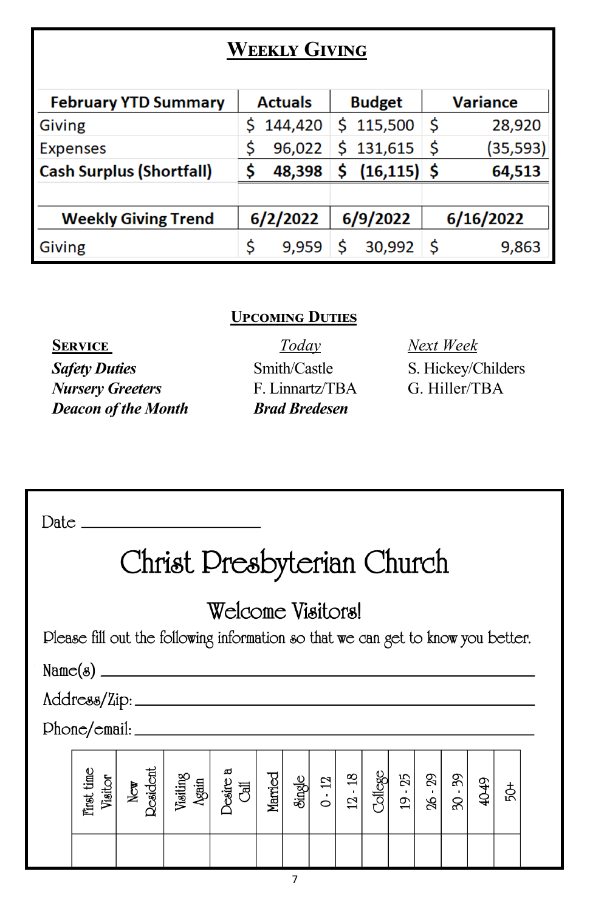## Weekly Giving

| February YTD Summary | Actuals | Budget | Variance |
|---|---|---|---|
| Giving | $ 144,420 | $ 115,500 | $ 28,920 |
| Expenses | $ 96,022 | $ 131,615 | $ (35,593) |
| **Cash Surplus (Shortfall)** | **$ 48,398** | **$ (16,115)** | **$ 64,513** |

| Weekly Giving Trend | 6/2/2022 | 6/9/2022 | 6/16/2022 |
|---|---|---|---|
| Giving | $ 9,959 | $ 30,992 | $ 9,863 |

## Upcoming Duties

| Service | *Today* | *Next Week* |
|---|---|---|
| ***Safety Duties*** | Smith/Castle | S. Hickey/Childers |
| ***Nursery Greeters*** | F. Linnartz/TBA | G. Hiller/TBA |
| ***Deacon of the Month*** | ***Brad Bredesen*** | |

Date \_\_\_\_\_\_\_\_\_\_\_\_\_\_\_\_\_\_\_\_

# Christ Presbyterian Church

## Welcome Visitors!

Please fill out the following information so that we can get to know you better.

Name(s) \_\_\_\_\_\_\_\_\_\_\_\_\_\_\_\_\_\_\_\_\_\_\_\_\_\_\_\_\_\_\_\_\_\_\_\_\_\_\_\_

Address/Zip: \_\_\_\_\_\_\_\_\_\_\_\_\_\_\_\_\_\_\_\_\_\_\_\_\_\_\_\_\_\_\_\_\_\_\_\_\_\_

Phone/email: \_\_\_\_\_\_\_\_\_\_\_\_\_\_\_\_\_\_\_\_\_\_\_\_\_\_\_\_\_\_\_\_\_\_\_\_\_\_

| First time Visitor | New Resident | Visiting Again | Desire a Call | Married | Single | 0 - 12 | 12 - 18 | College | 19 - 25 | 26 - 29 | 30 - 39 | 40-49 | 50+ |
|---|---|---|---|---|---|---|---|---|---|---|---|---|---|
| | | | | | | | | | | | | | |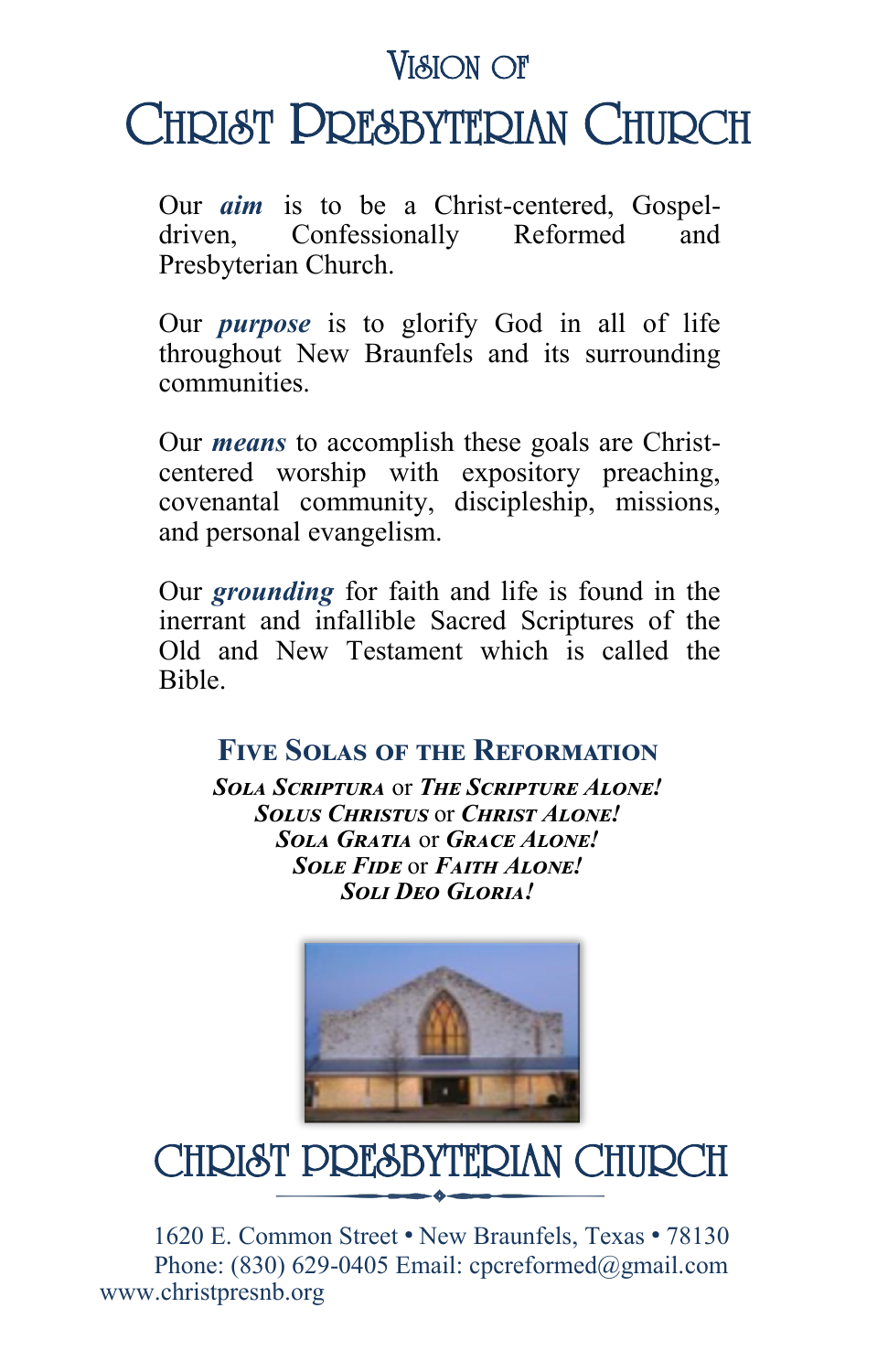# Vision of
# Christ Presbyterian Church

Our ***aim*** is to be a Christ-centered, Gospel-driven, Confessionally Reformed and Presbyterian Church.

Our ***purpose*** is to glorify God in all of life throughout New Braunfels and its surrounding communities.

Our ***means*** to accomplish these goals are Christ-centered worship with expository preaching, covenantal community, discipleship, missions, and personal evangelism.

Our ***grounding*** for faith and life is found in the inerrant and infallible Sacred Scriptures of the Old and New Testament which is called the Bible.

## Five Solas of the Reformation

***Sola Scriptura*** or ***The Scripture Alone!***
***Solus Christus*** or ***Christ Alone!***
***Sola Gratia*** or ***Grace Alone!***
***Sole Fide*** or ***Faith Alone!***
***Soli Deo Gloria!***

# Christ Presbyterian Church

1620 E. Common Street • New Braunfels, Texas • 78130
Phone: (830) 629-0405 Email: cpcreformed@gmail.com
www.christpresnb.org